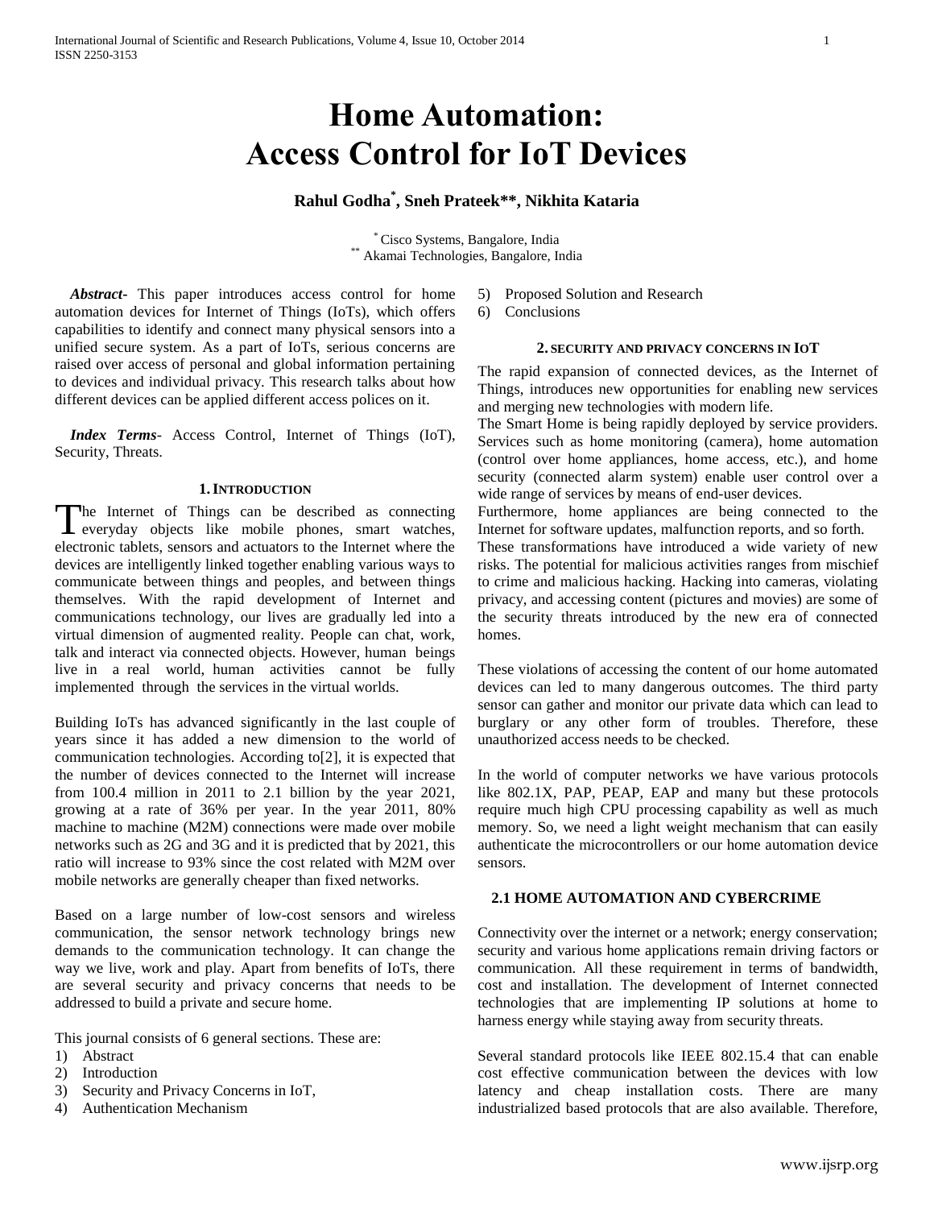# Home Automation: Access Control for IoT Devices

**Rahul Godha*, Sneh Prateek**, Nikhita Kataria**

\* Cisco Systems, Bangalore, India
\*\* Akamai Technologies, Bangalore, India

***Abstract***- This paper introduces access control for home automation devices for Internet of Things (IoTs), which offers capabilities to identify and connect many physical sensors into a unified secure system. As a part of IoTs, serious concerns are raised over access of personal and global information pertaining to devices and individual privacy. This research talks about how different devices can be applied different access polices on it.

***Index Terms***- Access Control, Internet of Things (IoT), Security, Threats.

## 1. Introduction

The Internet of Things can be described as connecting everyday objects like mobile phones, smart watches, electronic tablets, sensors and actuators to the Internet where the devices are intelligently linked together enabling various ways to communicate between things and peoples, and between things themselves. With the rapid development of Internet and communications technology, our lives are gradually led into a virtual dimension of augmented reality. People can chat, work, talk and interact via connected objects. However, human beings live in a real world, human activities cannot be fully implemented through the services in the virtual worlds.

Building IoTs has advanced significantly in the last couple of years since it has added a new dimension to the world of communication technologies. According to[2], it is expected that the number of devices connected to the Internet will increase from 100.4 million in 2011 to 2.1 billion by the year 2021, growing at a rate of 36% per year. In the year 2011, 80% machine to machine (M2M) connections were made over mobile networks such as 2G and 3G and it is predicted that by 2021, this ratio will increase to 93% since the cost related with M2M over mobile networks are generally cheaper than fixed networks.

Based on a large number of low-cost sensors and wireless communication, the sensor network technology brings new demands to the communication technology. It can change the way we live, work and play. Apart from benefits of IoTs, there are several security and privacy concerns that needs to be addressed to build a private and secure home.

This journal consists of 6 general sections. These are:

1) Abstract
2) Introduction
3) Security and Privacy Concerns in IoT,
4) Authentication Mechanism
5) Proposed Solution and Research
6) Conclusions

## 2. Security and Privacy Concerns in IoT

The rapid expansion of connected devices, as the Internet of Things, introduces new opportunities for enabling new services and merging new technologies with modern life.

The Smart Home is being rapidly deployed by service providers. Services such as home monitoring (camera), home automation (control over home appliances, home access, etc.), and home security (connected alarm system) enable user control over a wide range of services by means of end-user devices.

Furthermore, home appliances are being connected to the Internet for software updates, malfunction reports, and so forth.

These transformations have introduced a wide variety of new risks. The potential for malicious activities ranges from mischief to crime and malicious hacking. Hacking into cameras, violating privacy, and accessing content (pictures and movies) are some of the security threats introduced by the new era of connected homes.

These violations of accessing the content of our home automated devices can led to many dangerous outcomes. The third party sensor can gather and monitor our private data which can lead to burglary or any other form of troubles. Therefore, these unauthorized access needs to be checked.

In the world of computer networks we have various protocols like 802.1X, PAP, PEAP, EAP and many but these protocols require much high CPU processing capability as well as much memory. So, we need a light weight mechanism that can easily authenticate the microcontrollers or our home automation device sensors.

### 2.1 Home Automation and Cybercrime

Connectivity over the internet or a network; energy conservation; security and various home applications remain driving factors or communication. All these requirement in terms of bandwidth, cost and installation. The development of Internet connected technologies that are implementing IP solutions at home to harness energy while staying away from security threats.

Several standard protocols like IEEE 802.15.4 that can enable cost effective communication between the devices with low latency and cheap installation costs. There are many industrialized based protocols that are also available. Therefore,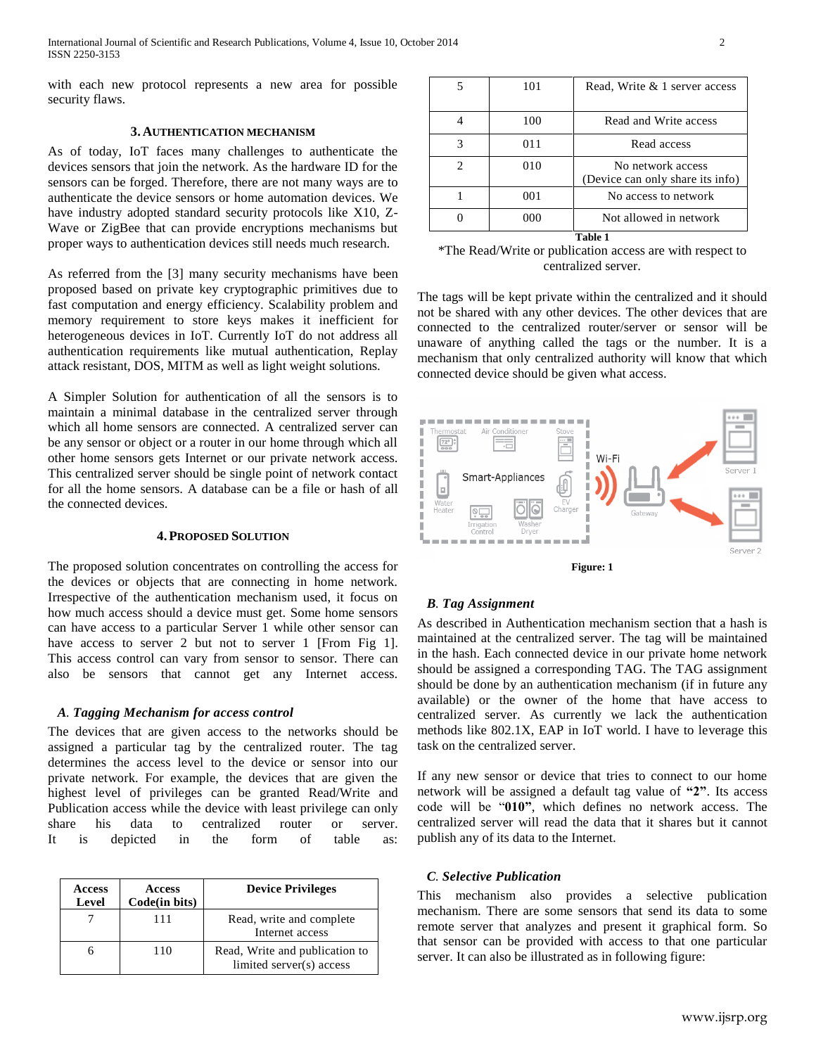with each new protocol represents a new area for possible security flaws.

## 3. Authentication Mechanism

As of today, IoT faces many challenges to authenticate the devices sensors that join the network. As the hardware ID for the sensors can be forged. Therefore, there are not many ways are to authenticate the device sensors or home automation devices. We have industry adopted standard security protocols like X10, Z-Wave or ZigBee that can provide encryptions mechanisms but proper ways to authentication devices still needs much research.

As referred from the [3] many security mechanisms have been proposed based on private key cryptographic primitives due to fast computation and energy efficiency. Scalability problem and memory requirement to store keys makes it inefficient for heterogeneous devices in IoT. Currently IoT do not address all authentication requirements like mutual authentication, Replay attack resistant, DOS, MITM as well as light weight solutions.

A Simpler Solution for authentication of all the sensors is to maintain a minimal database in the centralized server through which all home sensors are connected. A centralized server can be any sensor or object or a router in our home through which all other home sensors gets Internet or our private network access. This centralized server should be single point of network contact for all the home sensors. A database can be a file or hash of all the connected devices.

## 4. Proposed Solution

The proposed solution concentrates on controlling the access for the devices or objects that are connecting in home network. Irrespective of the authentication mechanism used, it focus on how much access should a device must get. Some home sensors can have access to a particular Server 1 while other sensor can have access to server 2 but not to server 1 [From Fig 1]. This access control can vary from sensor to sensor. There can also be sensors that cannot get any Internet access.

### *A. Tagging Mechanism for access control*

The devices that are given access to the networks should be assigned a particular tag by the centralized router. The tag determines the access level to the device or sensor into our private network. For example, the devices that are given the highest level of privileges can be granted Read/Write and Publication access while the device with least privilege can only share his data to centralized router or server. It is depicted in the form of table as:

| Access Level | Access Code(in bits) | Device Privileges |
|---|---|---|
| 7 | 111 | Read, write and complete Internet access |
| 6 | 110 | Read, Write and publication to limited server(s) access |
| 5 | 101 | Read, Write & 1 server access |
| 4 | 100 | Read and Write access |
| 3 | 011 | Read access |
| 2 | 010 | No network access (Device can only share its info) |
| 1 | 001 | No access to network |
| 0 | 000 | Not allowed in network |

**Table 1**

*The Read/Write or publication access are with respect to centralized server.

The tags will be kept private within the centralized and it should not be shared with any other devices. The other devices that are connected to the centralized router/server or sensor will be unaware of anything called the tags or the number. It is a mechanism that only centralized authority will know that which connected device should be given what access.

**Figure: 1**

### *B. Tag Assignment*

As described in Authentication mechanism section that a hash is maintained at the centralized server. The tag will be maintained in the hash. Each connected device in our private home network should be assigned a corresponding TAG. The TAG assignment should be done by an authentication mechanism (if in future any available) or the owner of the home that have access to centralized server. As currently we lack the authentication methods like 802.1X, EAP in IoT world. I have to leverage this task on the centralized server.

If any new sensor or device that tries to connect to our home network will be assigned a default tag value of **"2"**. Its access code will be "**010"**, which defines no network access. The centralized server will read the data that it shares but it cannot publish any of its data to the Internet.

### *C. Selective Publication*

This mechanism also provides a selective publication mechanism. There are some sensors that send its data to some remote server that analyzes and present it graphical form. So that sensor can be provided with access to that one particular server. It can also be illustrated as in following figure: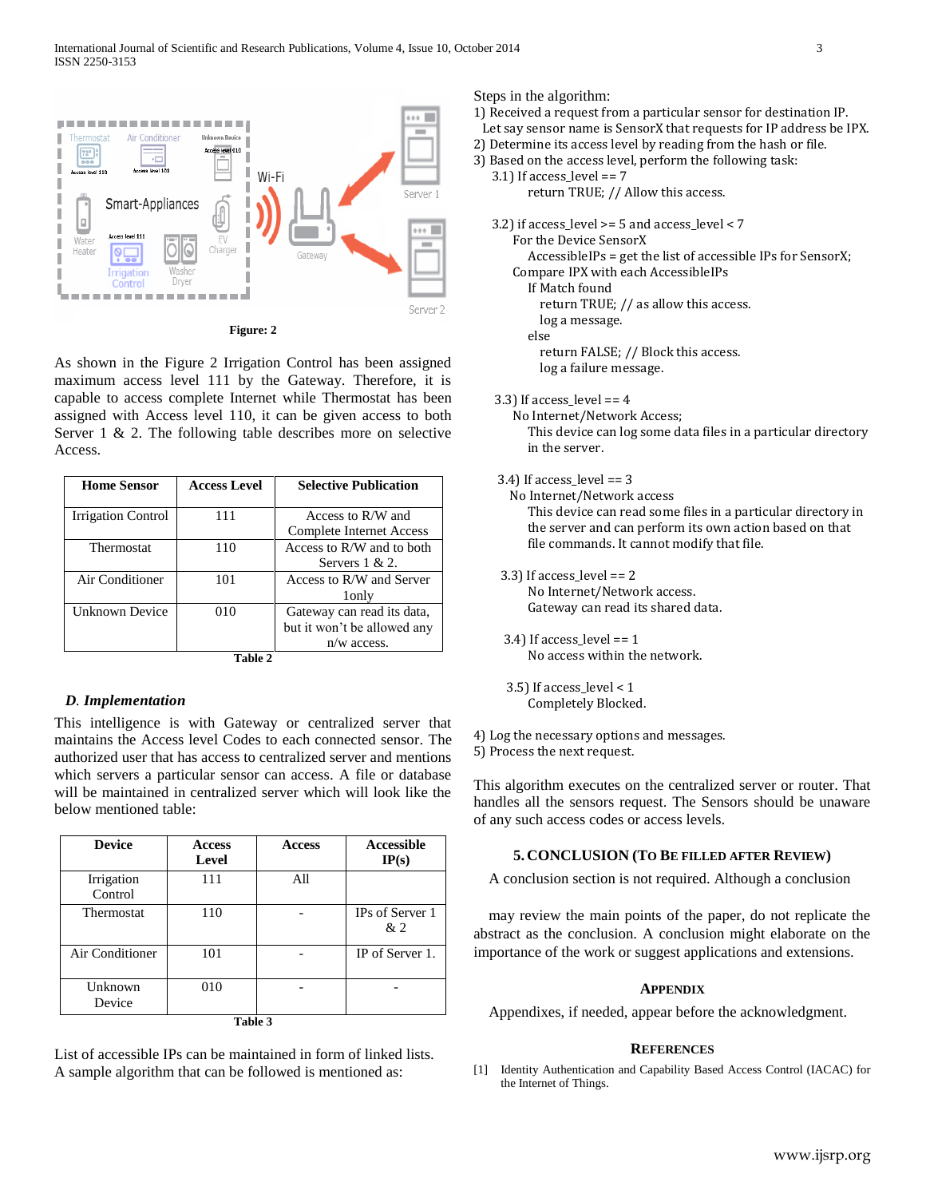Figure: 2

As shown in the Figure 2 Irrigation Control has been assigned maximum access level 111 by the Gateway. Therefore, it is capable to access complete Internet while Thermostat has been assigned with Access level 110, it can be given access to both Server 1 & 2. The following table describes more on selective Access.

| Home Sensor | Access Level | Selective Publication |
|---|---|---|
| Irrigation Control | 111 | Access to R/W and Complete Internet Access |
| Thermostat | 110 | Access to R/W and to both Servers 1 & 2. |
| Air Conditioner | 101 | Access to R/W and Server 1only |
| Unknown Device | 010 | Gateway can read its data, but it won't be allowed any n/w access. |

Table 2

### *D. Implementation*

This intelligence is with Gateway or centralized server that maintains the Access level Codes to each connected sensor. The authorized user that has access to centralized server and mentions which servers a particular sensor can access. A file or database will be maintained in centralized server which will look like the below mentioned table:

| Device | Access Level | Access | Accessible IP(s) |
|---|---|---|---|
| Irrigation Control | 111 | All | |
| Thermostat | 110 | - | IPs of Server 1 & 2 |
| Air Conditioner | 101 | - | IP of Server 1. |
| Unknown Device | 010 | - | - |

Table 3

List of accessible IPs can be maintained in form of linked lists. A sample algorithm that can be followed is mentioned as:

Steps in the algorithm:

1) Received a request from a particular sensor for destination IP. Let say sensor name is SensorX that requests for IP address be IPX.
2) Determine its access level by reading from the hash or file.
3) Based on the access level, perform the following task:

```
3.1) If access_level == 7
        return TRUE; // Allow this access.

3.2) if access_level >= 5 and access_level < 7
     For the Device SensorX
        AccessibleIPs = get the list of accessible IPs for SensorX;
     Compare IPX with each AccessibleIPs
        If Match found
          return TRUE; // as allow this access.
          log a message.
        else
          return FALSE; // Block this access.
          log a failure message.

3.3) If access_level == 4
     No Internet/Network Access;
        This device can log some data files in a particular directory
        in the server.

3.4) If access_level == 3
     No Internet/Network access
        This device can read some files in a particular directory in
        the server and can perform its own action based on that
        file commands. It cannot modify that file.

3.3) If access_level == 2
        No Internet/Network access.
        Gateway can read its shared data.

3.4) If access_level == 1
        No access within the network.

3.5) If access_level < 1
        Completely Blocked.
```

4) Log the necessary options and messages.
5) Process the next request.

This algorithm executes on the centralized server or router. That handles all the sensors request. The Sensors should be unaware of any such access codes or access levels.

## 5. Conclusion (To Be Filled After Review)

A conclusion section is not required. Although a conclusion

may review the main points of the paper, do not replicate the abstract as the conclusion. A conclusion might elaborate on the importance of the work or suggest applications and extensions.

## Appendix

Appendixes, if needed, appear before the acknowledgment.

## References

[1] Identity Authentication and Capability Based Access Control (IACAC) for the Internet of Things.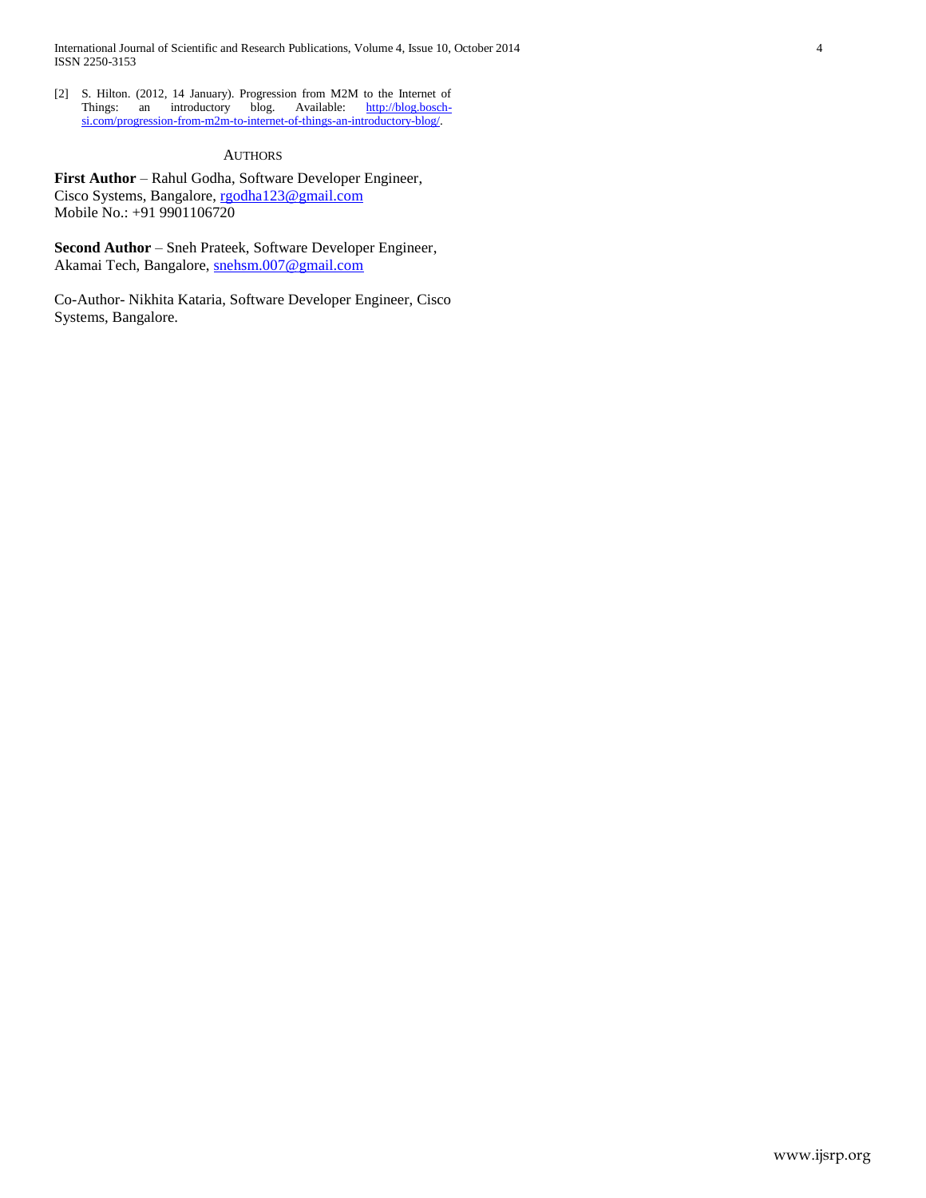[2] S. Hilton. (2012, 14 January). Progression from M2M to the Internet of Things: an introductory blog. Available: http://blog.bosch-si.com/progression-from-m2m-to-internet-of-things-an-introductory-blog/.

## AUTHORS

**First Author** – Rahul Godha, Software Developer Engineer, Cisco Systems, Bangalore, rgodha123@gmail.com
Mobile No.: +91 9901106720

**Second Author** – Sneh Prateek, Software Developer Engineer, Akamai Tech, Bangalore, snehsm.007@gmail.com

Co-Author- Nikhita Kataria, Software Developer Engineer, Cisco Systems, Bangalore.